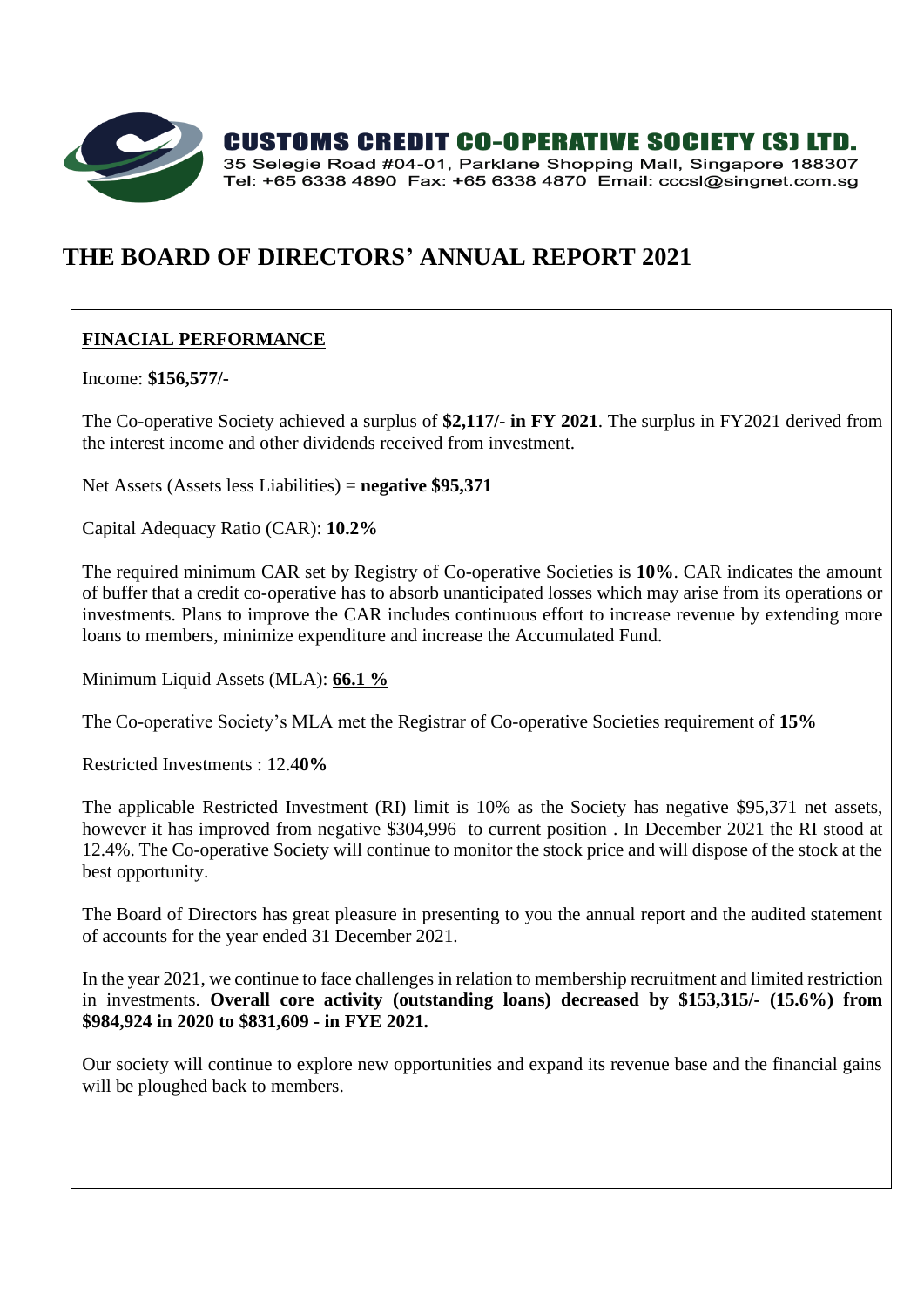**CUSTOMS CREDIT CO-OPERATIVE SOCIETY (S) LTD.**
35 Selegie Road #04-01, Parklane Shopping Mall, Singapore 188307
Tel: +65 6338 4890 Fax: +65 6338 4870 Email: cccsl@singnet.com.sg

# THE BOARD OF DIRECTORS' ANNUAL REPORT 2021

## FINACIAL PERFORMANCE

Income: **$156,577/-**

The Co-operative Society achieved a surplus of **$2,117/- in FY 2021**. The surplus in FY2021 derived from the interest income and other dividends received from investment.

Net Assets (Assets less Liabilities) = **negative $95,371**

Capital Adequacy Ratio (CAR): **10.2%**

The required minimum CAR set by Registry of Co-operative Societies is **10%**. CAR indicates the amount of buffer that a credit co-operative has to absorb unanticipated losses which may arise from its operations or investments. Plans to improve the CAR includes continuous effort to increase revenue by extending more loans to members, minimize expenditure and increase the Accumulated Fund.

Minimum Liquid Assets (MLA): **66.1 %**

The Co-operative Society's MLA met the Registrar of Co-operative Societies requirement of **15%**

Restricted Investments : 12.4**0%**

The applicable Restricted Investment (RI) limit is 10% as the Society has negative $95,371 net assets, however it has improved from negative $304,996 to current position . In December 2021 the RI stood at 12.4%. The Co-operative Society will continue to monitor the stock price and will dispose of the stock at the best opportunity.

The Board of Directors has great pleasure in presenting to you the annual report and the audited statement of accounts for the year ended 31 December 2021.

In the year 2021, we continue to face challenges in relation to membership recruitment and limited restriction in investments. **Overall core activity (outstanding loans) decreased by $153,315/- (15.6%) from $984,924 in 2020 to $831,609 - in FYE 2021.**

Our society will continue to explore new opportunities and expand its revenue base and the financial gains will be ploughed back to members.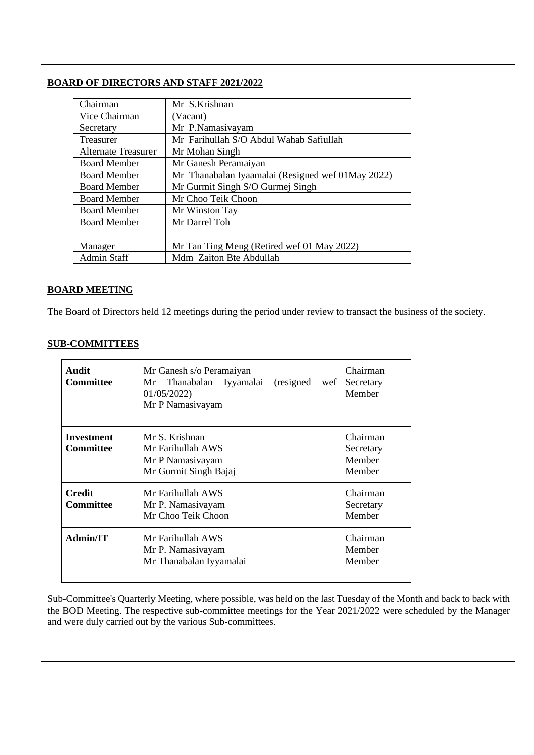## BOARD OF DIRECTORS AND STAFF 2021/2022

| | |
|---|---|
| Chairman | Mr S.Krishnan |
| Vice Chairman | (Vacant) |
| Secretary | Mr P.Namasivayam |
| Treasurer | Mr Farihullah S/O Abdul Wahab Safiullah |
| Alternate Treasurer | Mr Mohan Singh |
| Board Member | Mr Ganesh Peramaiyan |
| Board Member | Mr Thanabalan Iyaamalai (Resigned wef 01May 2022) |
| Board Member | Mr Gurmit Singh S/O Gurmej Singh |
| Board Member | Mr Choo Teik Choon |
| Board Member | Mr Winston Tay |
| Board Member | Mr Darrel Toh |
| | |
| Manager | Mr Tan Ting Meng (Retired wef 01 May 2022) |
| Admin Staff | Mdm Zaiton Bte Abdullah |

## BOARD MEETING

The Board of Directors held 12 meetings during the period under review to transact the business of the society.

## SUB-COMMITTEES

| | | |
|---|---|---|
| **Audit Committee** | Mr Ganesh s/o Peramaiyan<br>Mr Thanabalan Iyyamalai (resigned wef 01/05/2022)<br>Mr P Namasivayam | Chairman<br>Secretary<br>Member |
| **Investment Committee** | Mr S. Krishnan<br>Mr Farihullah AWS<br>Mr P Namasivayam<br>Mr Gurmit Singh Bajaj | Chairman<br>Secretary<br>Member<br>Member |
| **Credit Committee** | Mr Farihullah AWS<br>Mr P. Namasivayam<br>Mr Choo Teik Choon | Chairman<br>Secretary<br>Member |
| **Admin/IT** | Mr Farihullah AWS<br>Mr P. Namasivayam<br>Mr Thanabalan Iyyamalai | Chairman<br>Member<br>Member |

Sub-Committee's Quarterly Meeting, where possible, was held on the last Tuesday of the Month and back to back with the BOD Meeting. The respective sub-committee meetings for the Year 2021/2022 were scheduled by the Manager and were duly carried out by the various Sub-committees.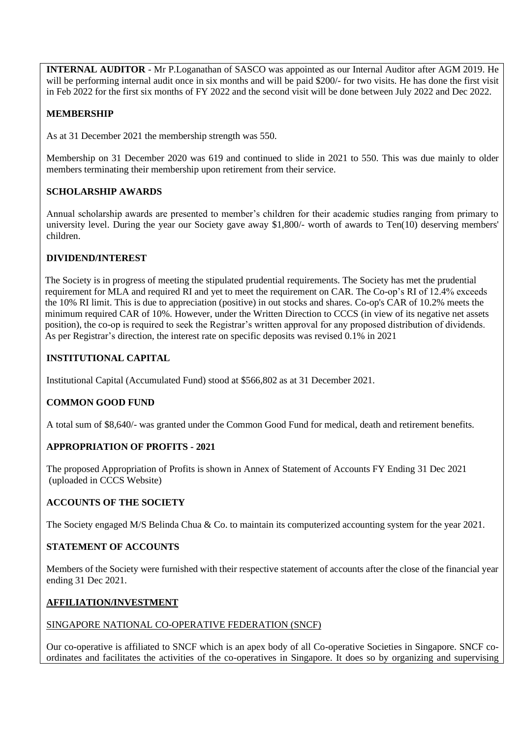**INTERNAL AUDITOR** - Mr P.Loganathan of SASCO was appointed as our Internal Auditor after AGM 2019. He will be performing internal audit once in six months and will be paid $200/- for two visits. He has done the first visit in Feb 2022 for the first six months of FY 2022 and the second visit will be done between July 2022 and Dec 2022.

## MEMBERSHIP

As at 31 December 2021 the membership strength was 550.

Membership on 31 December 2020 was 619 and continued to slide in 2021 to 550. This was due mainly to older members terminating their membership upon retirement from their service.

## SCHOLARSHIP AWARDS

Annual scholarship awards are presented to member's children for their academic studies ranging from primary to university level. During the year our Society gave away $1,800/- worth of awards to Ten(10) deserving members' children.

## DIVIDEND/INTEREST

The Society is in progress of meeting the stipulated prudential requirements. The Society has met the prudential requirement for MLA and required RI and yet to meet the requirement on CAR. The Co-op's RI of 12.4% exceeds the 10% RI limit. This is due to appreciation (positive) in out stocks and shares. Co-op's CAR of 10.2% meets the minimum required CAR of 10%. However, under the Written Direction to CCCS (in view of its negative net assets position), the co-op is required to seek the Registrar's written approval for any proposed distribution of dividends. As per Registrar's direction, the interest rate on specific deposits was revised 0.1% in 2021

## INSTITUTIONAL CAPITAL

Institutional Capital (Accumulated Fund) stood at $566,802 as at 31 December 2021.

## COMMON GOOD FUND

A total sum of $8,640/- was granted under the Common Good Fund for medical, death and retirement benefits.

## APPROPRIATION OF PROFITS - 2021

The proposed Appropriation of Profits is shown in Annex of Statement of Accounts FY Ending 31 Dec 2021 (uploaded in CCCS Website)

## ACCOUNTS OF THE SOCIETY

The Society engaged M/S Belinda Chua & Co. to maintain its computerized accounting system for the year 2021.

## STATEMENT OF ACCOUNTS

Members of the Society were furnished with their respective statement of accounts after the close of the financial year ending 31 Dec 2021.

## AFFILIATION/INVESTMENT

### SINGAPORE NATIONAL CO-OPERATIVE FEDERATION (SNCF)

Our co-operative is affiliated to SNCF which is an apex body of all Co-operative Societies in Singapore. SNCF co-ordinates and facilitates the activities of the co-operatives in Singapore. It does so by organizing and supervising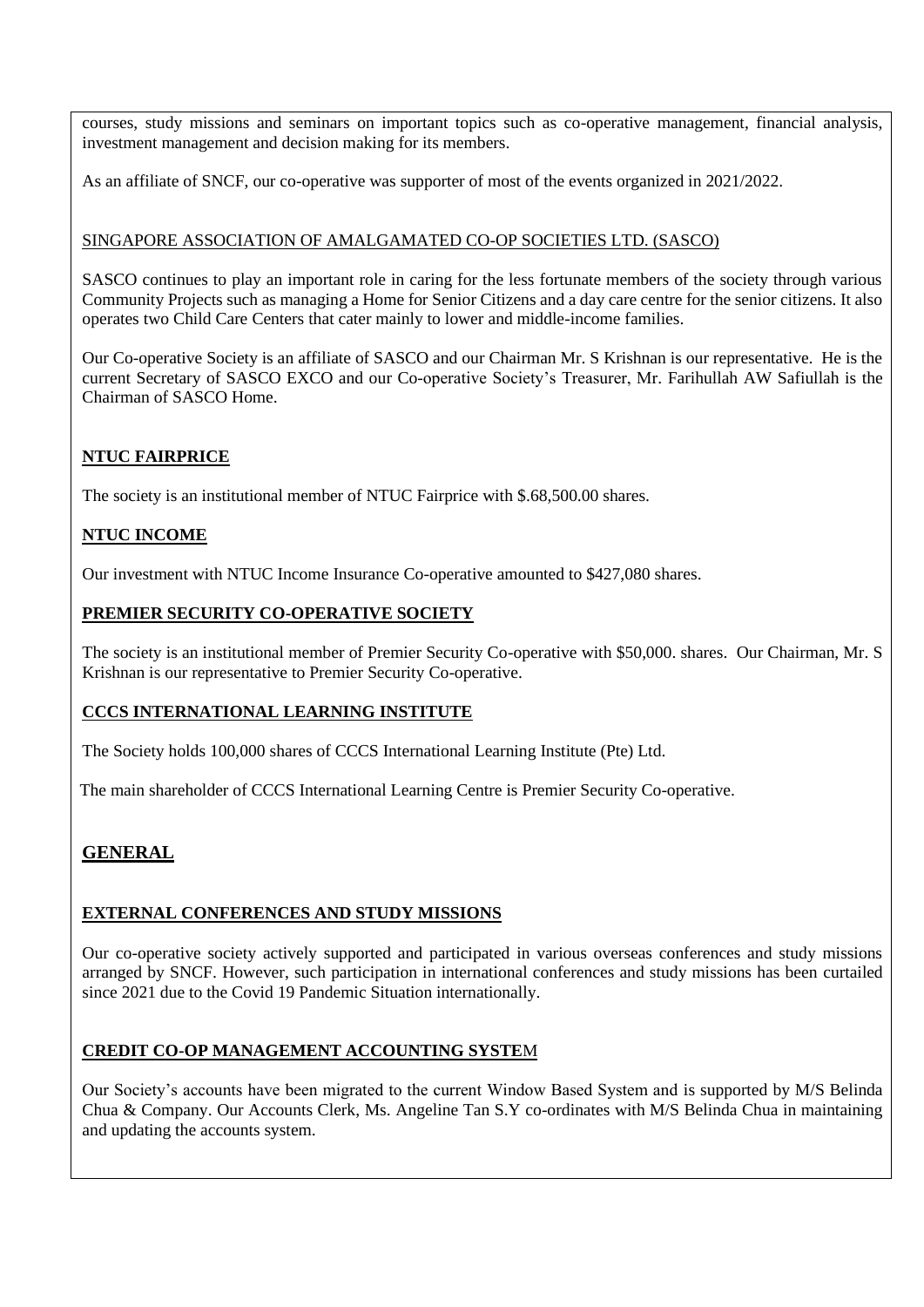courses, study missions and seminars on important topics such as co-operative management, financial analysis, investment management and decision making for its members.

As an affiliate of SNCF, our co-operative was supporter of most of the events organized in 2021/2022.

SINGAPORE ASSOCIATION OF AMALGAMATED CO-OP SOCIETIES LTD. (SASCO)

SASCO continues to play an important role in caring for the less fortunate members of the society through various Community Projects such as managing a Home for Senior Citizens and a day care centre for the senior citizens. It also operates two Child Care Centers that cater mainly to lower and middle-income families.

Our Co-operative Society is an affiliate of SASCO and our Chairman Mr. S Krishnan is our representative. He is the current Secretary of SASCO EXCO and our Co-operative Society's Treasurer, Mr. Farihullah AW Safiullah is the Chairman of SASCO Home.

**NTUC FAIRPRICE**

The society is an institutional member of NTUC Fairprice with $.68,500.00 shares.

**NTUC INCOME**

Our investment with NTUC Income Insurance Co-operative amounted to $427,080 shares.

**PREMIER SECURITY CO-OPERATIVE SOCIETY**

The society is an institutional member of Premier Security Co-operative with $50,000. shares. Our Chairman, Mr. S Krishnan is our representative to Premier Security Co-operative.

**CCCS INTERNATIONAL LEARNING INSTITUTE**

The Society holds 100,000 shares of CCCS International Learning Institute (Pte) Ltd.

The main shareholder of CCCS International Learning Centre is Premier Security Co-operative.

## GENERAL

**EXTERNAL CONFERENCES AND STUDY MISSIONS**

Our co-operative society actively supported and participated in various overseas conferences and study missions arranged by SNCF. However, such participation in international conferences and study missions has been curtailed since 2021 due to the Covid 19 Pandemic Situation internationally.

**CREDIT CO-OP MANAGEMENT ACCOUNTING SYSTEM**

Our Society's accounts have been migrated to the current Window Based System and is supported by M/S Belinda Chua & Company. Our Accounts Clerk, Ms. Angeline Tan S.Y co-ordinates with M/S Belinda Chua in maintaining and updating the accounts system.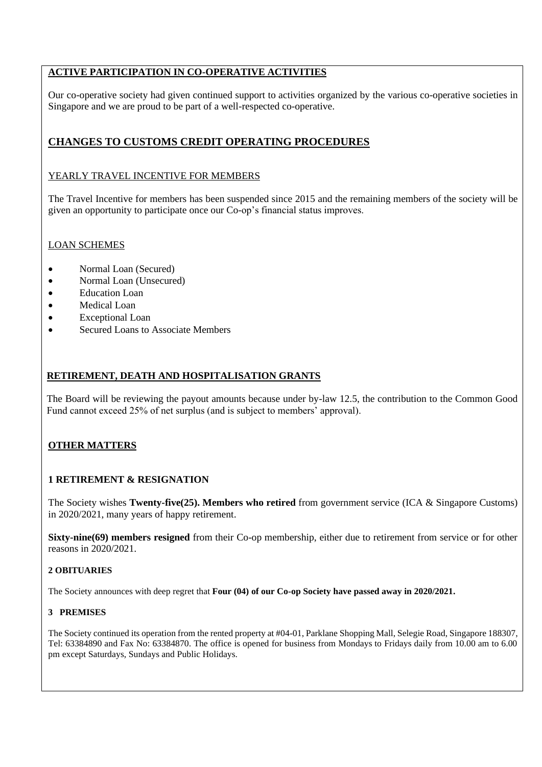## ACTIVE PARTICIPATION IN CO-OPERATIVE ACTIVITIES

Our co-operative society had given continued support to activities organized by the various co-operative societies in Singapore and we are proud to be part of a well-respected co-operative.

## CHANGES TO CUSTOMS CREDIT OPERATING PROCEDURES

### YEARLY TRAVEL INCENTIVE FOR MEMBERS

The Travel Incentive for members has been suspended since 2015 and the remaining members of the society will be given an opportunity to participate once our Co-op's financial status improves.

### LOAN SCHEMES

- Normal Loan (Secured)
- Normal Loan (Unsecured)
- Education Loan
- Medical Loan
- Exceptional Loan
- Secured Loans to Associate Members

## RETIREMENT, DEATH AND HOSPITALISATION GRANTS

The Board will be reviewing the payout amounts because under by-law 12.5, the contribution to the Common Good Fund cannot exceed 25% of net surplus (and is subject to members' approval).

## OTHER MATTERS

### 1 RETIREMENT & RESIGNATION

The Society wishes **Twenty-five(25). Members who retired** from government service (ICA & Singapore Customs) in 2020/2021, many years of happy retirement.

**Sixty-nine(69) members resigned** from their Co-op membership, either due to retirement from service or for other reasons in 2020/2021.

### 2 OBITUARIES

The Society announces with deep regret that **Four (04) of our Co-op Society have passed away in 2020/2021.**

### 3 PREMISES

The Society continued its operation from the rented property at #04-01, Parklane Shopping Mall, Selegie Road, Singapore 188307, Tel: 63384890 and Fax No: 63384870. The office is opened for business from Mondays to Fridays daily from 10.00 am to 6.00 pm except Saturdays, Sundays and Public Holidays.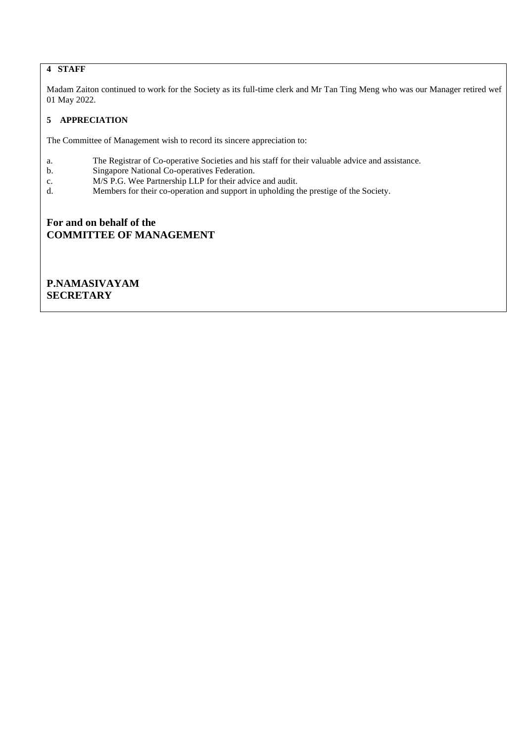**4 STAFF**

Madam Zaiton continued to work for the Society as its full-time clerk and Mr Tan Ting Meng who was our Manager retired wef 01 May 2022.

**5 APPRECIATION**

The Committee of Management wish to record its sincere appreciation to:

a. The Registrar of Co-operative Societies and his staff for their valuable advice and assistance.
b. Singapore National Co-operatives Federation.
c. M/S P.G. Wee Partnership LLP for their advice and audit.
d. Members for their co-operation and support in upholding the prestige of the Society.

**For and on behalf of the**
**COMMITTEE OF MANAGEMENT**

**P.NAMASIVAYAM**
**SECRETARY**